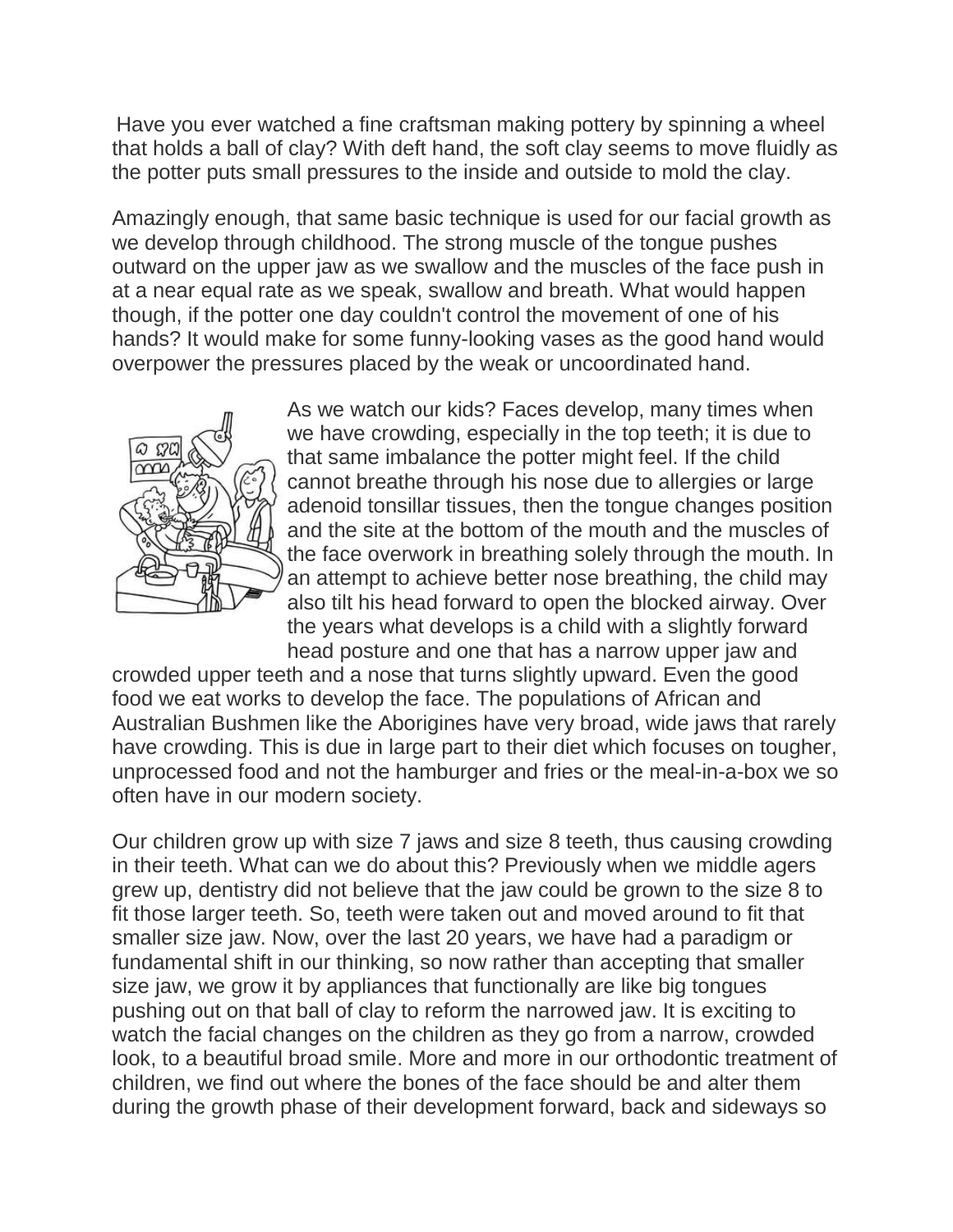Have you ever watched a fine craftsman making pottery by spinning a wheel that holds a ball of clay? With deft hand, the soft clay seems to move fluidly as the potter puts small pressures to the inside and outside to mold the clay.

Amazingly enough, that same basic technique is used for our facial growth as we develop through childhood. The strong muscle of the tongue pushes outward on the upper jaw as we swallow and the muscles of the face push in at a near equal rate as we speak, swallow and breath. What would happen though, if the potter one day couldn't control the movement of one of his hands? It would make for some funny-looking vases as the good hand would overpower the pressures placed by the weak or uncoordinated hand.

As we watch our kids? Faces develop, many times when we have crowding, especially in the top teeth; it is due to that same imbalance the potter might feel. If the child cannot breathe through his nose due to allergies or large adenoid tonsillar tissues, then the tongue changes position and the site at the bottom of the mouth and the muscles of the face overwork in breathing solely through the mouth. In an attempt to achieve better nose breathing, the child may also tilt his head forward to open the blocked airway. Over the years what develops is a child with a slightly forward head posture and one that has a narrow upper jaw and crowded upper teeth and a nose that turns slightly upward. Even the good food we eat works to develop the face. The populations of African and Australian Bushmen like the Aborigines have very broad, wide jaws that rarely have crowding. This is due in large part to their diet which focuses on tougher, unprocessed food and not the hamburger and fries or the meal-in-a-box we so often have in our modern society.

Our children grow up with size 7 jaws and size 8 teeth, thus causing crowding in their teeth. What can we do about this? Previously when we middle agers grew up, dentistry did not believe that the jaw could be grown to the size 8 to fit those larger teeth. So, teeth were taken out and moved around to fit that smaller size jaw. Now, over the last 20 years, we have had a paradigm or fundamental shift in our thinking, so now rather than accepting that smaller size jaw, we grow it by appliances that functionally are like big tongues pushing out on that ball of clay to reform the narrowed jaw. It is exciting to watch the facial changes on the children as they go from a narrow, crowded look, to a beautiful broad smile. More and more in our orthodontic treatment of children, we find out where the bones of the face should be and alter them during the growth phase of their development forward, back and sideways so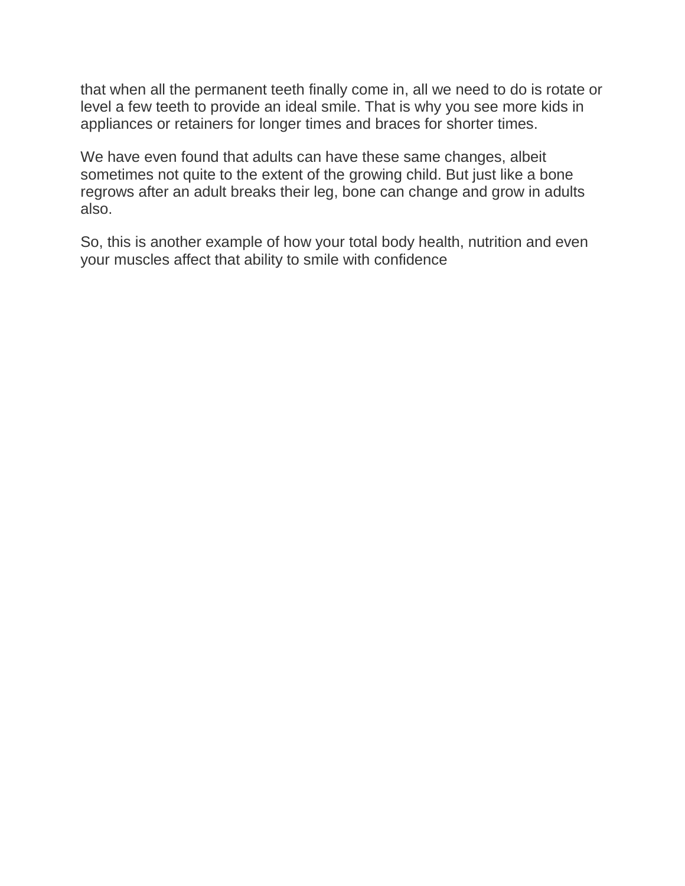that when all the permanent teeth finally come in, all we need to do is rotate or level a few teeth to provide an ideal smile. That is why you see more kids in appliances or retainers for longer times and braces for shorter times.

We have even found that adults can have these same changes, albeit sometimes not quite to the extent of the growing child. But just like a bone regrows after an adult breaks their leg, bone can change and grow in adults also.

So, this is another example of how your total body health, nutrition and even your muscles affect that ability to smile with confidence